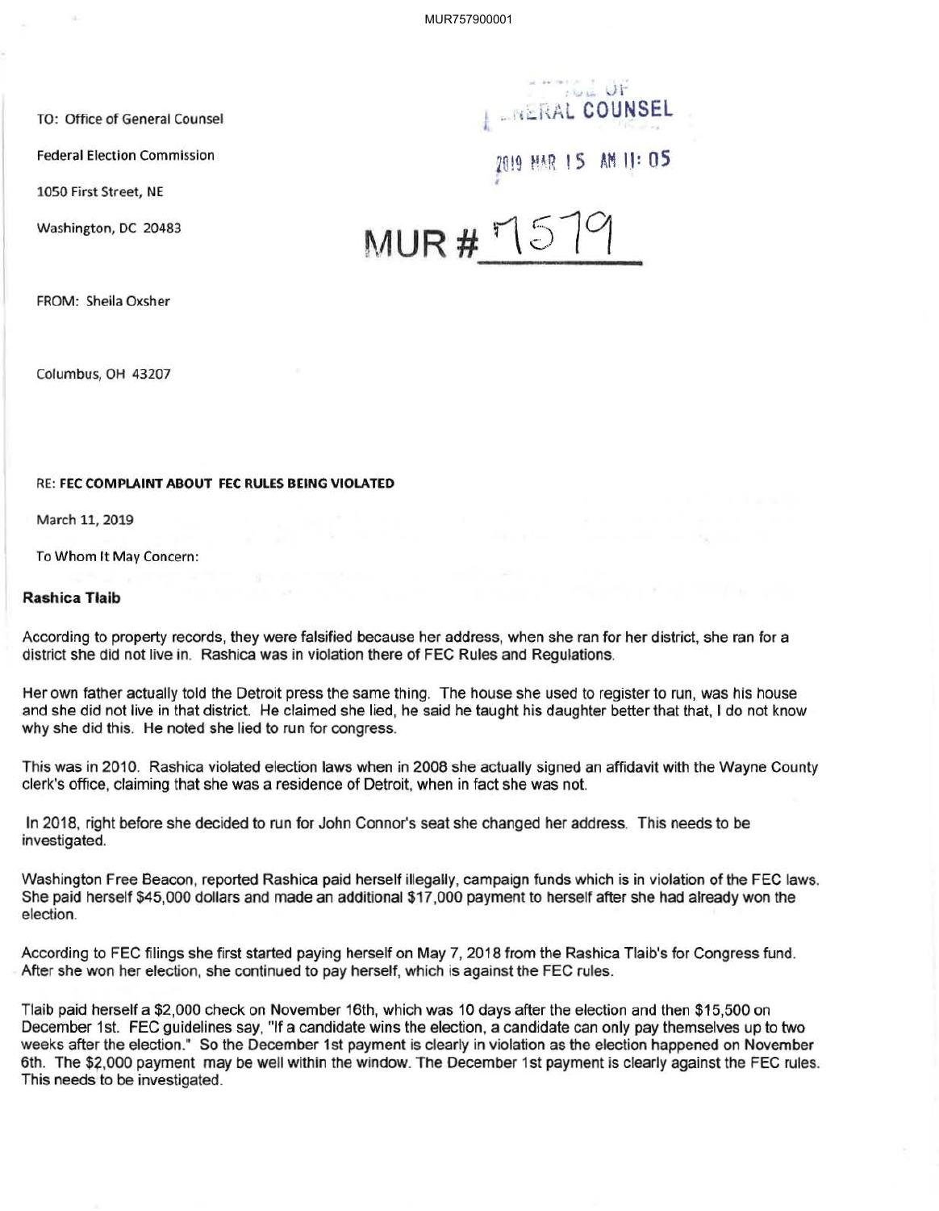MUR757900001

TO: Office of General Counsel

Federal Election Commission

1050 First Street, NE

Washington, DC 20483

OFFICE OF GENERAL COUNSEL

2019 MAR 15 AM 11: 05

MUR # 7579

FROM: Sheila Oxsher

Columbus, OH 43207

RE: **FEC COMPLAINT ABOUT FEC RULES BEING VIOLATED**

March 11, 2019

To Whom It May Concern:

**Rashica Tlaib**

According to property records, they were falsified because her address, when she ran for her district, she ran for a district she did not live in. Rashica was in violation there of FEC Rules and Regulations.

Her own father actually told the Detroit press the same thing. The house she used to register to run, was his house and she did not live in that district. He claimed she lied, he said he taught his daughter better that that, I do not know why she did this. He noted she lied to run for congress.

This was in 2010. Rashica violated election laws when in 2008 she actually signed an affidavit with the Wayne County clerk's office, claiming that she was a residence of Detroit, when in fact she was not.

In 2018, right before she decided to run for John Connor's seat she changed her address. This needs to be investigated.

Washington Free Beacon, reported Rashica paid herself illegally, campaign funds which is in violation of the FEC laws. She paid herself $45,000 dollars and made an additional $17,000 payment to herself after she had already won the election.

According to FEC filings she first started paying herself on May 7, 2018 from the Rashica Tlaib's for Congress fund. After she won her election, she continued to pay herself, which is against the FEC rules.

Tlaib paid herself a $2,000 check on November 16th, which was 10 days after the election and then $15,500 on December 1st. FEC guidelines say, "If a candidate wins the election, a candidate can only pay themselves up to two weeks after the election." So the December 1st payment is clearly in violation as the election happened on November 6th. The $2,000 payment may be well within the window. The December 1st payment is clearly against the FEC rules. This needs to be investigated.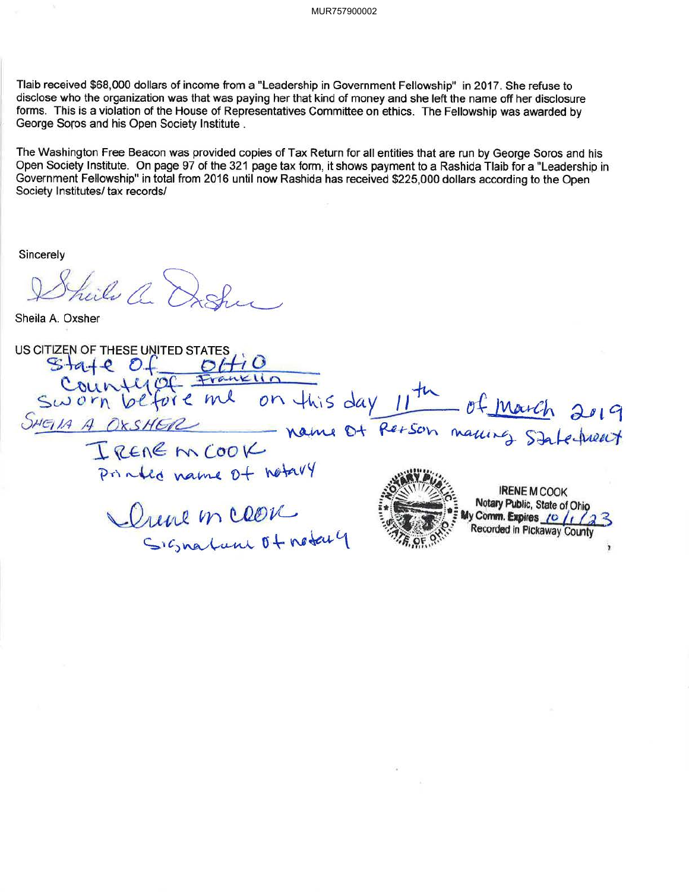Tlaib received $68,000 dollars of income from a "Leadership in Government Fellowship" in 2017. She refuse to disclose who the organization was that was paying her that kind of money and she left the name off her disclosure forms. This is a violation of the House of Representatives Committee on ethics. The Fellowship was awarded by George Soros and his Open Society Institute .

The Washington Free Beacon was provided copies of Tax Return for all entities that are run by George Soros and his Open Society Institute. On page 97 of the 321 page tax form, it shows payment to a Rashida Tlaib for a "Leadership in Government Fellowship" in total from 2016 until now Rashida has received $225,000 dollars according to the Open Society Institutes/ tax records/

Sincerely

Sheila A. Oxsher

Sheila A. Oxsher

US CITIZEN OF THESE UNITED STATES

State of Ohio

County of Franklin

Sworn before me on this day 11th of March 2019

SHEILA A OXSHER name of Person making Statement

IRENE M COOK

Printed name of notary

Irene M Cook

Signature of notary

IRENE M COOK
Notary Public, State of Ohio
My Comm. Expires 10/1/23
Recorded in Pickaway County